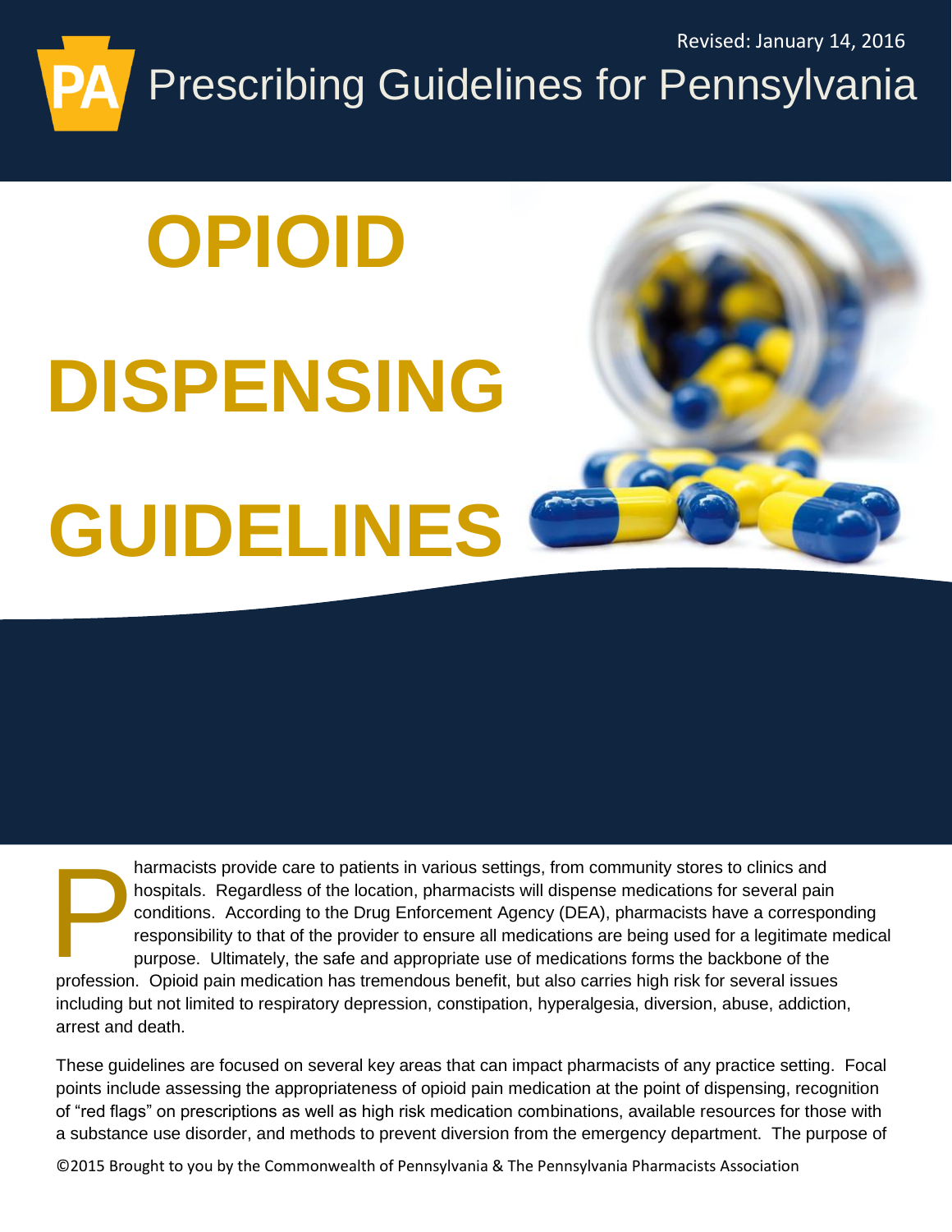Revised: January 14, 2016

# Prescribing Guidelines for Pennsylvania

# OPIOID DISPENSING GUIDELINES

Pharmacists provide care to patients in various settings, from community stores to clinics and hospitals. Regardless of the location, pharmacists will dispense medications for several pain conditions. According to the Drug Enforcement Agency (DEA), pharmacists have a corresponding responsibility to that of the provider to ensure all medications are being used for a legitimate medical purpose. Ultimately, the safe and appropriate use of medications forms the backbone of the profession. Opioid pain medication has tremendous benefit, but also carries high risk for several issues including but not limited to respiratory depression, constipation, hyperalgesia, diversion, abuse, addiction, arrest and death.

These guidelines are focused on several key areas that can impact pharmacists of any practice setting. Focal points include assessing the appropriateness of opioid pain medication at the point of dispensing, recognition of "red flags" on prescriptions as well as high risk medication combinations, available resources for those with a substance use disorder, and methods to prevent diversion from the emergency department. The purpose of

©2015 Brought to you by the Commonwealth of Pennsylvania & The Pennsylvania Pharmacists Association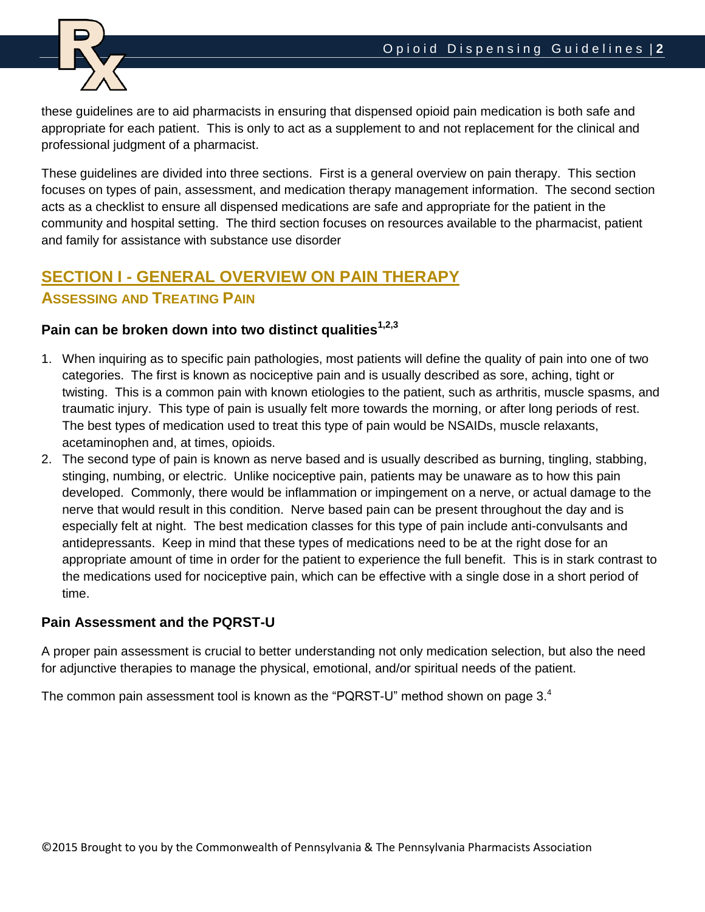these guidelines are to aid pharmacists in ensuring that dispensed opioid pain medication is both safe and appropriate for each patient. This is only to act as a supplement to and not replacement for the clinical and professional judgment of a pharmacist.

These guidelines are divided into three sections. First is a general overview on pain therapy. This section focuses on types of pain, assessment, and medication therapy management information. The second section acts as a checklist to ensure all dispensed medications are safe and appropriate for the patient in the community and hospital setting. The third section focuses on resources available to the pharmacist, patient and family for assistance with substance use disorder

## SECTION I - GENERAL OVERVIEW ON PAIN THERAPY

### ASSESSING AND TREATING PAIN

#### Pain can be broken down into two distinct qualities[1,2,3]

1. When inquiring as to specific pain pathologies, most patients will define the quality of pain into one of two categories. The first is known as nociceptive pain and is usually described as sore, aching, tight or twisting. This is a common pain with known etiologies to the patient, such as arthritis, muscle spasms, and traumatic injury. This type of pain is usually felt more towards the morning, or after long periods of rest. The best types of medication used to treat this type of pain would be NSAIDs, muscle relaxants, acetaminophen and, at times, opioids.
2. The second type of pain is known as nerve based and is usually described as burning, tingling, stabbing, stinging, numbing, or electric. Unlike nociceptive pain, patients may be unaware as to how this pain developed. Commonly, there would be inflammation or impingement on a nerve, or actual damage to the nerve that would result in this condition. Nerve based pain can be present throughout the day and is especially felt at night. The best medication classes for this type of pain include anti-convulsants and antidepressants. Keep in mind that these types of medications need to be at the right dose for an appropriate amount of time in order for the patient to experience the full benefit. This is in stark contrast to the medications used for nociceptive pain, which can be effective with a single dose in a short period of time.

#### Pain Assessment and the PQRST-U

A proper pain assessment is crucial to better understanding not only medication selection, but also the need for adjunctive therapies to manage the physical, emotional, and/or spiritual needs of the patient.

The common pain assessment tool is known as the "PQRST-U" method shown on page 3.[4]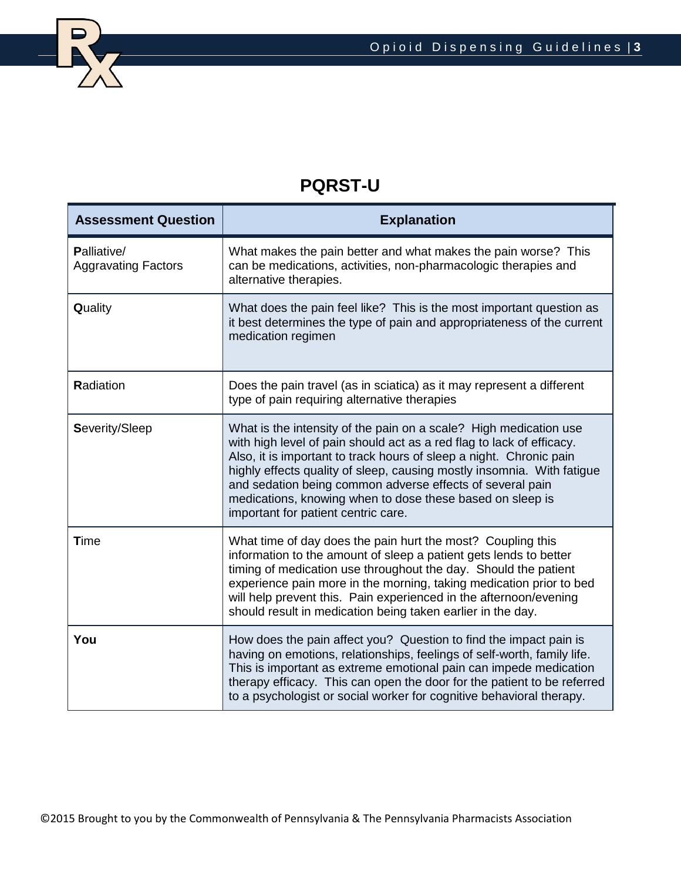# PQRST-U

| Assessment Question | Explanation |
|---|---|
| **P**alliative/ Aggravating Factors | What makes the pain better and what makes the pain worse? This can be medications, activities, non-pharmacologic therapies and alternative therapies. |
| **Q**uality | What does the pain feel like? This is the most important question as it best determines the type of pain and appropriateness of the current medication regimen |
| **R**adiation | Does the pain travel (as in sciatica) as it may represent a different type of pain requiring alternative therapies |
| **S**everity/Sleep | What is the intensity of the pain on a scale? High medication use with high level of pain should act as a red flag to lack of efficacy. Also, it is important to track hours of sleep a night. Chronic pain highly effects quality of sleep, causing mostly insomnia. With fatigue and sedation being common adverse effects of several pain medications, knowing when to dose these based on sleep is important for patient centric care. |
| **T**ime | What time of day does the pain hurt the most? Coupling this information to the amount of sleep a patient gets lends to better timing of medication use throughout the day. Should the patient experience pain more in the morning, taking medication prior to bed will help prevent this. Pain experienced in the afternoon/evening should result in medication being taken earlier in the day. |
| **You** | How does the pain affect you? Question to find the impact pain is having on emotions, relationships, feelings of self-worth, family life. This is important as extreme emotional pain can impede medication therapy efficacy. This can open the door for the patient to be referred to a psychologist or social worker for cognitive behavioral therapy. |

©2015 Brought to you by the Commonwealth of Pennsylvania & The Pennsylvania Pharmacists Association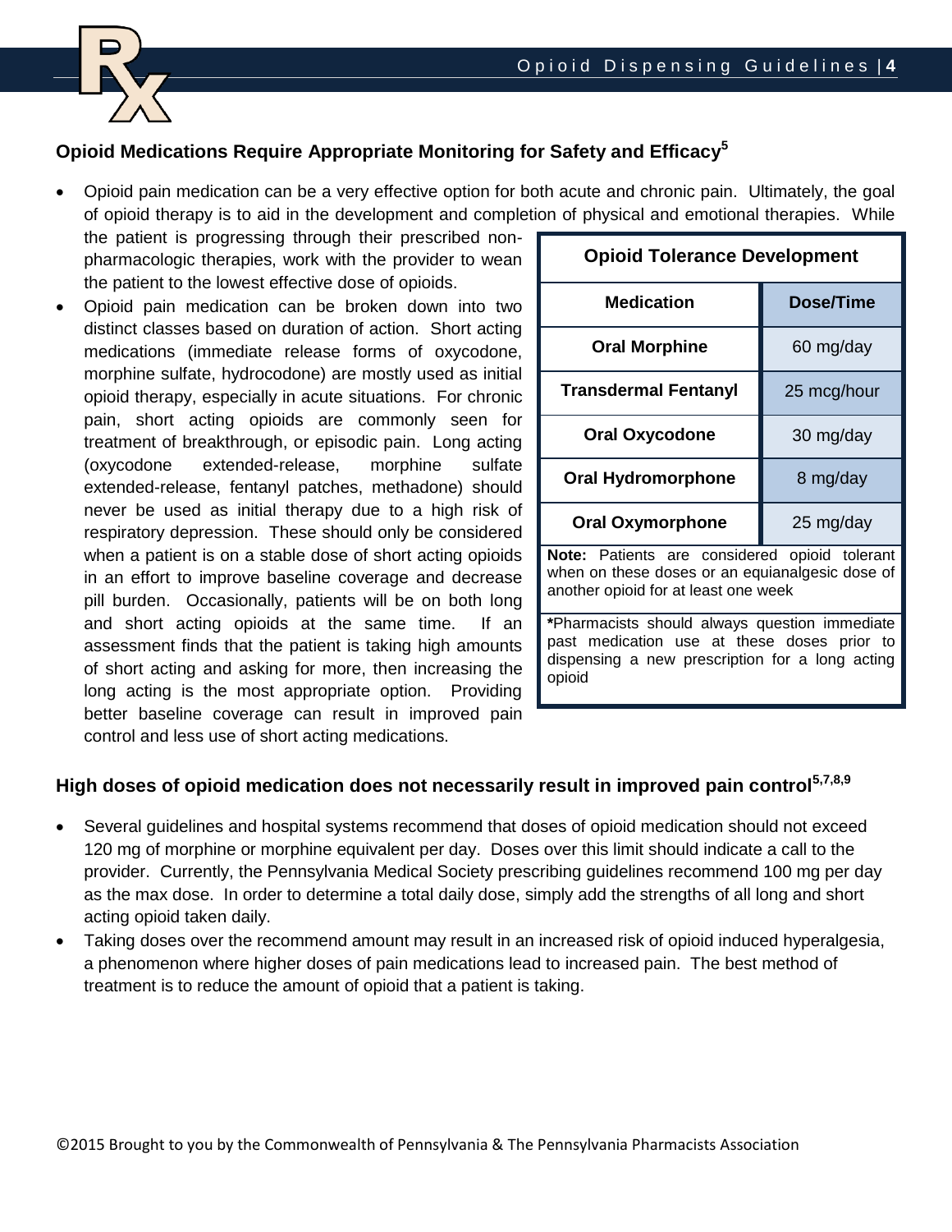## Opioid Medications Require Appropriate Monitoring for Safety and Efficacy[5]

- Opioid pain medication can be a very effective option for both acute and chronic pain. Ultimately, the goal of opioid therapy is to aid in the development and completion of physical and emotional therapies. While the patient is progressing through their prescribed non-pharmacologic therapies, work with the provider to wean the patient to the lowest effective dose of opioids.
- Opioid pain medication can be broken down into two distinct classes based on duration of action. Short acting medications (immediate release forms of oxycodone, morphine sulfate, hydrocodone) are mostly used as initial opioid therapy, especially in acute situations. For chronic pain, short acting opioids are commonly seen for treatment of breakthrough, or episodic pain. Long acting (oxycodone extended-release, morphine sulfate extended-release, fentanyl patches, methadone) should never be used as initial therapy due to a high risk of respiratory depression. These should only be considered when a patient is on a stable dose of short acting opioids in an effort to improve baseline coverage and decrease pill burden. Occasionally, patients will be on both long and short acting opioids at the same time. If an assessment finds that the patient is taking high amounts of short acting and asking for more, then increasing the long acting is the most appropriate option. Providing better baseline coverage can result in improved pain control and less use of short acting medications.

**Opioid Tolerance Development**

| Medication | Dose/Time |
|---|---|
| Oral Morphine | 60 mg/day |
| Transdermal Fentanyl | 25 mcg/hour |
| Oral Oxycodone | 30 mg/day |
| Oral Hydromorphone | 8 mg/day |
| Oral Oxymorphone | 25 mg/day |

**Note:** Patients are considered opioid tolerant when on these doses or an equianalgesic dose of another opioid for at least one week

***Pharmacists should always question immediate past medication use at these doses prior to dispensing a new prescription for a long acting opioid

## High doses of opioid medication does not necessarily result in improved pain control[5,7,8,9]

- Several guidelines and hospital systems recommend that doses of opioid medication should not exceed 120 mg of morphine or morphine equivalent per day. Doses over this limit should indicate a call to the provider. Currently, the Pennsylvania Medical Society prescribing guidelines recommend 100 mg per day as the max dose. In order to determine a total daily dose, simply add the strengths of all long and short acting opioid taken daily.
- Taking doses over the recommend amount may result in an increased risk of opioid induced hyperalgesia, a phenomenon where higher doses of pain medications lead to increased pain. The best method of treatment is to reduce the amount of opioid that a patient is taking.

©2015 Brought to you by the Commonwealth of Pennsylvania & The Pennsylvania Pharmacists Association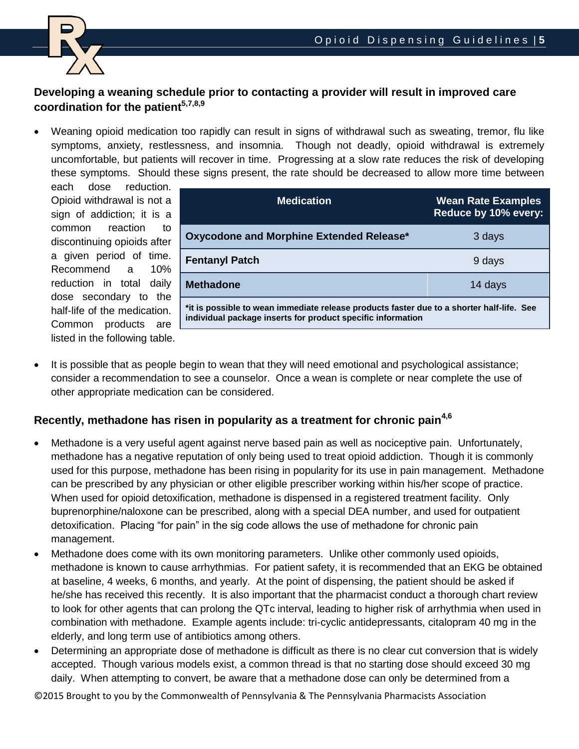## Developing a weaning schedule prior to contacting a provider will result in improved care coordination for the patient[5,7,8,9]

- Weaning opioid medication too rapidly can result in signs of withdrawal such as sweating, tremor, flu like symptoms, anxiety, restlessness, and insomnia. Though not deadly, opioid withdrawal is extremely uncomfortable, but patients will recover in time. Progressing at a slow rate reduces the risk of developing these symptoms. Should these signs present, the rate should be decreased to allow more time between each dose reduction. Opioid withdrawal is not a sign of addiction; it is a common reaction to discontinuing opioids after a given period of time. Recommend a 10% reduction in total daily dose secondary to the half-life of the medication. Common products are listed in the following table.

| Medication | Wean Rate Examples Reduce by 10% every: |
|---|---|
| **Oxycodone and Morphine Extended Release*** | 3 days |
| **Fentanyl Patch** | 9 days |
| **Methadone** | 14 days |
| ***it is possible to wean immediate release products faster due to a shorter half-life. See individual package inserts for product specific information** | |

- It is possible that as people begin to wean that they will need emotional and psychological assistance; consider a recommendation to see a counselor. Once a wean is complete or near complete the use of other appropriate medication can be considered.

## Recently, methadone has risen in popularity as a treatment for chronic pain[4,6]

- Methadone is a very useful agent against nerve based pain as well as nociceptive pain. Unfortunately, methadone has a negative reputation of only being used to treat opioid addiction. Though it is commonly used for this purpose, methadone has been rising in popularity for its use in pain management. Methadone can be prescribed by any physician or other eligible prescriber working within his/her scope of practice. When used for opioid detoxification, methadone is dispensed in a registered treatment facility. Only buprenorphine/naloxone can be prescribed, along with a special DEA number, and used for outpatient detoxification. Placing "for pain" in the sig code allows the use of methadone for chronic pain management.
- Methadone does come with its own monitoring parameters. Unlike other commonly used opioids, methadone is known to cause arrhythmias. For patient safety, it is recommended that an EKG be obtained at baseline, 4 weeks, 6 months, and yearly. At the point of dispensing, the patient should be asked if he/she has received this recently. It is also important that the pharmacist conduct a thorough chart review to look for other agents that can prolong the QTc interval, leading to higher risk of arrhythmia when used in combination with methadone. Example agents include: tri-cyclic antidepressants, citalopram 40 mg in the elderly, and long term use of antibiotics among others.
- Determining an appropriate dose of methadone is difficult as there is no clear cut conversion that is widely accepted. Though various models exist, a common thread is that no starting dose should exceed 30 mg daily. When attempting to convert, be aware that a methadone dose can only be determined from a

©2015 Brought to you by the Commonwealth of Pennsylvania & The Pennsylvania Pharmacists Association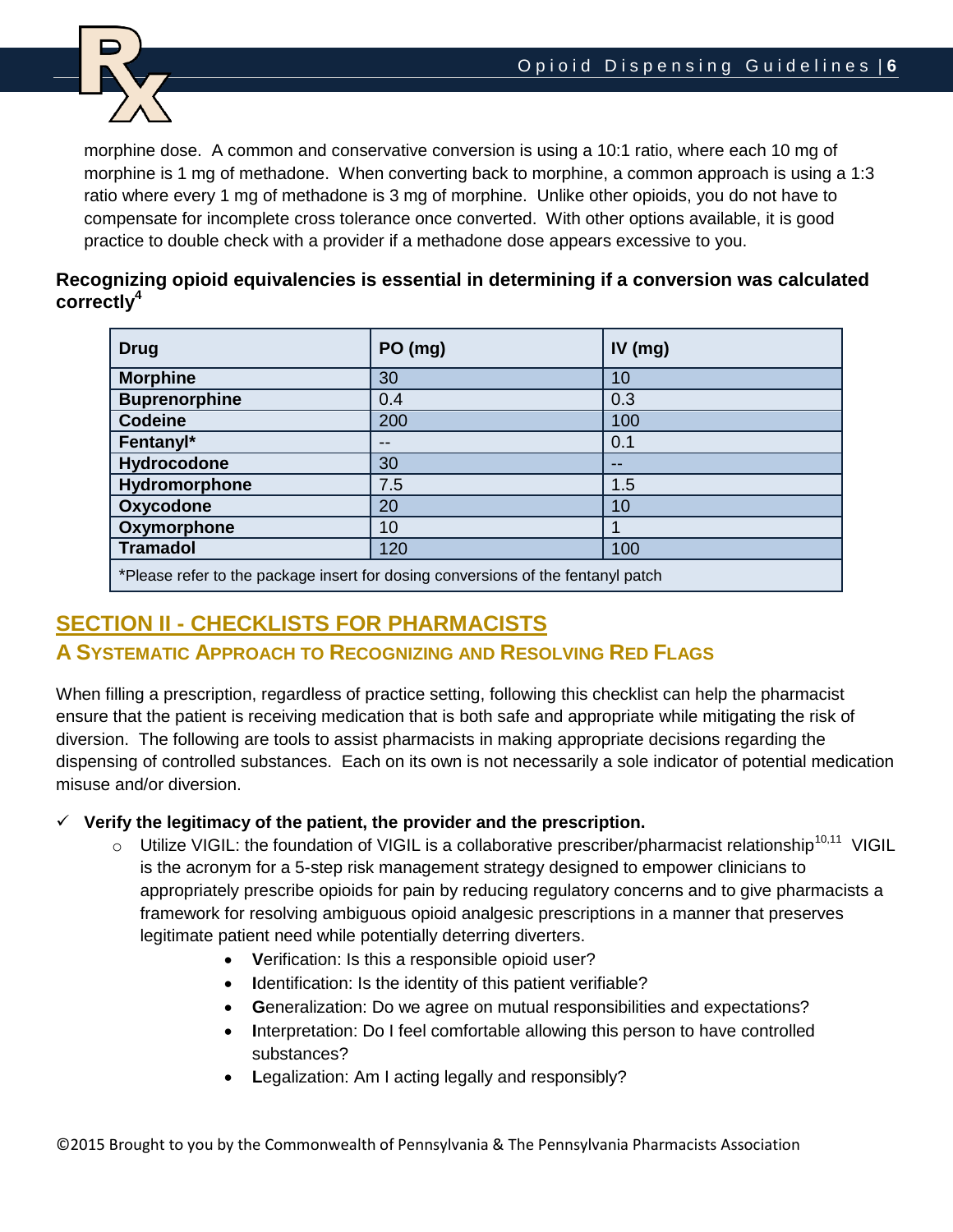morphine dose. A common and conservative conversion is using a 10:1 ratio, where each 10 mg of morphine is 1 mg of methadone. When converting back to morphine, a common approach is using a 1:3 ratio where every 1 mg of methadone is 3 mg of morphine. Unlike other opioids, you do not have to compensate for incomplete cross tolerance once converted. With other options available, it is good practice to double check with a provider if a methadone dose appears excessive to you.

**Recognizing opioid equivalencies is essential in determining if a conversion was calculated correctly[4]**

| Drug | PO (mg) | IV (mg) |
|---|---|---|
| **Morphine** | 30 | 10 |
| **Buprenorphine** | 0.4 | 0.3 |
| **Codeine** | 200 | 100 |
| **Fentanyl*** | -- | 0.1 |
| **Hydrocodone** | 30 | -- |
| **Hydromorphone** | 7.5 | 1.5 |
| **Oxycodone** | 20 | 10 |
| **Oxymorphone** | 10 | 1 |
| **Tramadol** | 120 | 100 |

*Please refer to the package insert for dosing conversions of the fentanyl patch

## SECTION II - CHECKLISTS FOR PHARMACISTS

### A Systematic Approach to Recognizing and Resolving Red Flags

When filling a prescription, regardless of practice setting, following this checklist can help the pharmacist ensure that the patient is receiving medication that is both safe and appropriate while mitigating the risk of diversion. The following are tools to assist pharmacists in making appropriate decisions regarding the dispensing of controlled substances. Each on its own is not necessarily a sole indicator of potential medication misuse and/or diversion.

- ✓ **Verify the legitimacy of the patient, the provider and the prescription.**
  - Utilize VIGIL: the foundation of VIGIL is a collaborative prescriber/pharmacist relationship[10,11] VIGIL is the acronym for a 5-step risk management strategy designed to empower clinicians to appropriately prescribe opioids for pain by reducing regulatory concerns and to give pharmacists a framework for resolving ambiguous opioid analgesic prescriptions in a manner that preserves legitimate patient need while potentially deterring diverters.
    - **V**erification: Is this a responsible opioid user?
    - **I**dentification: Is the identity of this patient verifiable?
    - **G**eneralization: Do we agree on mutual responsibilities and expectations?
    - **I**nterpretation: Do I feel comfortable allowing this person to have controlled substances?
    - **L**egalization: Am I acting legally and responsibly?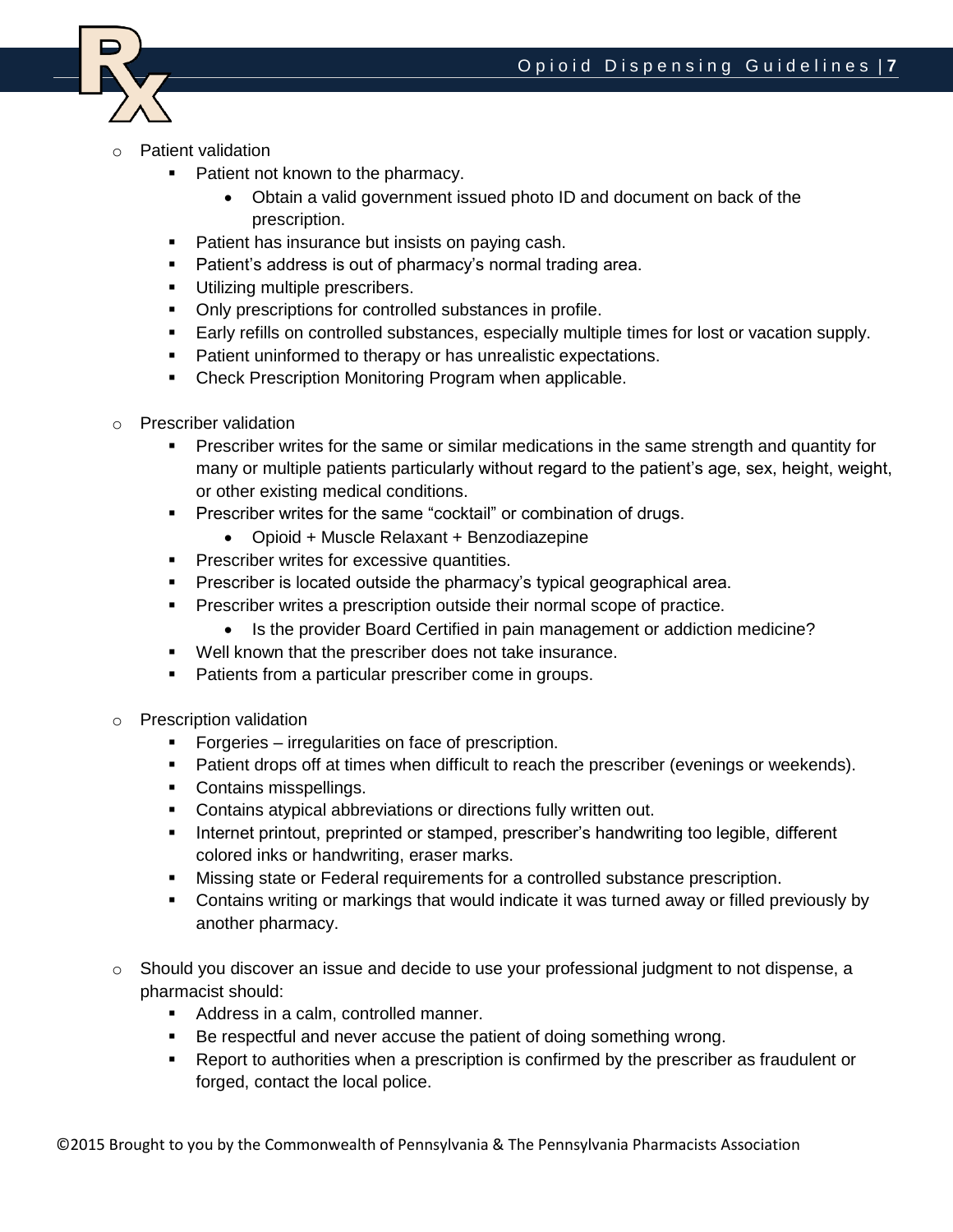- Patient validation
  - Patient not known to the pharmacy.
    - Obtain a valid government issued photo ID and document on back of the prescription.
  - Patient has insurance but insists on paying cash.
  - Patient's address is out of pharmacy's normal trading area.
  - Utilizing multiple prescribers.
  - Only prescriptions for controlled substances in profile.
  - Early refills on controlled substances, especially multiple times for lost or vacation supply.
  - Patient uninformed to therapy or has unrealistic expectations.
  - Check Prescription Monitoring Program when applicable.

- Prescriber validation
  - Prescriber writes for the same or similar medications in the same strength and quantity for many or multiple patients particularly without regard to the patient's age, sex, height, weight, or other existing medical conditions.
  - Prescriber writes for the same "cocktail" or combination of drugs.
    - Opioid + Muscle Relaxant + Benzodiazepine
  - Prescriber writes for excessive quantities.
  - Prescriber is located outside the pharmacy's typical geographical area.
  - Prescriber writes a prescription outside their normal scope of practice.
    - Is the provider Board Certified in pain management or addiction medicine?
  - Well known that the prescriber does not take insurance.
  - Patients from a particular prescriber come in groups.

- Prescription validation
  - Forgeries – irregularities on face of prescription.
  - Patient drops off at times when difficult to reach the prescriber (evenings or weekends).
  - Contains misspellings.
  - Contains atypical abbreviations or directions fully written out.
  - Internet printout, preprinted or stamped, prescriber's handwriting too legible, different colored inks or handwriting, eraser marks.
  - Missing state or Federal requirements for a controlled substance prescription.
  - Contains writing or markings that would indicate it was turned away or filled previously by another pharmacy.

- Should you discover an issue and decide to use your professional judgment to not dispense, a pharmacist should:
  - Address in a calm, controlled manner.
  - Be respectful and never accuse the patient of doing something wrong.
  - Report to authorities when a prescription is confirmed by the prescriber as fraudulent or forged, contact the local police.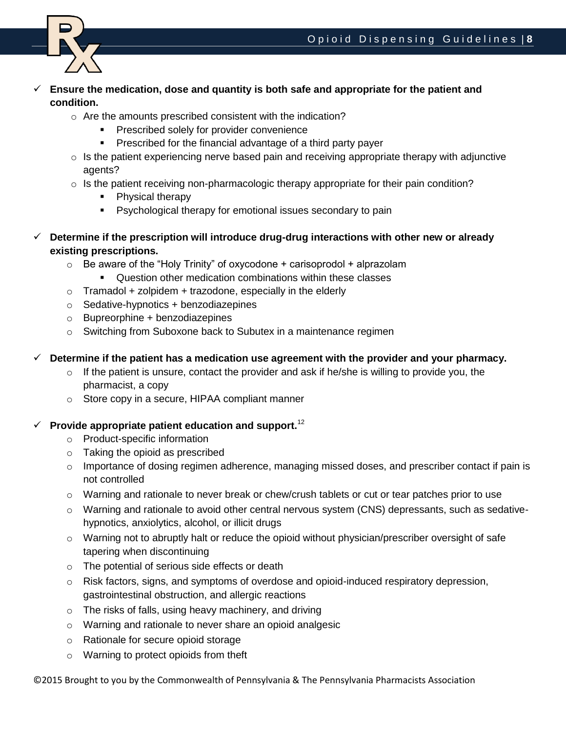- **Ensure the medication, dose and quantity is both safe and appropriate for the patient and condition.**
  - Are the amounts prescribed consistent with the indication?
    - Prescribed solely for provider convenience
    - Prescribed for the financial advantage of a third party payer
  - Is the patient experiencing nerve based pain and receiving appropriate therapy with adjunctive agents?
  - Is the patient receiving non-pharmacologic therapy appropriate for their pain condition?
    - Physical therapy
    - Psychological therapy for emotional issues secondary to pain

- **Determine if the prescription will introduce drug-drug interactions with other new or already existing prescriptions.**
  - Be aware of the "Holy Trinity" of oxycodone + carisoprodol + alprazolam
    - Question other medication combinations within these classes
  - Tramadol + zolpidem + trazodone, especially in the elderly
  - Sedative-hypnotics + benzodiazepines
  - Bupreorphine + benzodiazepines
  - Switching from Suboxone back to Subutex in a maintenance regimen

- **Determine if the patient has a medication use agreement with the provider and your pharmacy.**
  - If the patient is unsure, contact the provider and ask if he/she is willing to provide you, the pharmacist, a copy
  - Store copy in a secure, HIPAA compliant manner

- **Provide appropriate patient education and support.**[12]
  - Product-specific information
  - Taking the opioid as prescribed
  - Importance of dosing regimen adherence, managing missed doses, and prescriber contact if pain is not controlled
  - Warning and rationale to never break or chew/crush tablets or cut or tear patches prior to use
  - Warning and rationale to avoid other central nervous system (CNS) depressants, such as sedative-hypnotics, anxiolytics, alcohol, or illicit drugs
  - Warning not to abruptly halt or reduce the opioid without physician/prescriber oversight of safe tapering when discontinuing
  - The potential of serious side effects or death
  - Risk factors, signs, and symptoms of overdose and opioid-induced respiratory depression, gastrointestinal obstruction, and allergic reactions
  - The risks of falls, using heavy machinery, and driving
  - Warning and rationale to never share an opioid analgesic
  - Rationale for secure opioid storage
  - Warning to protect opioids from theft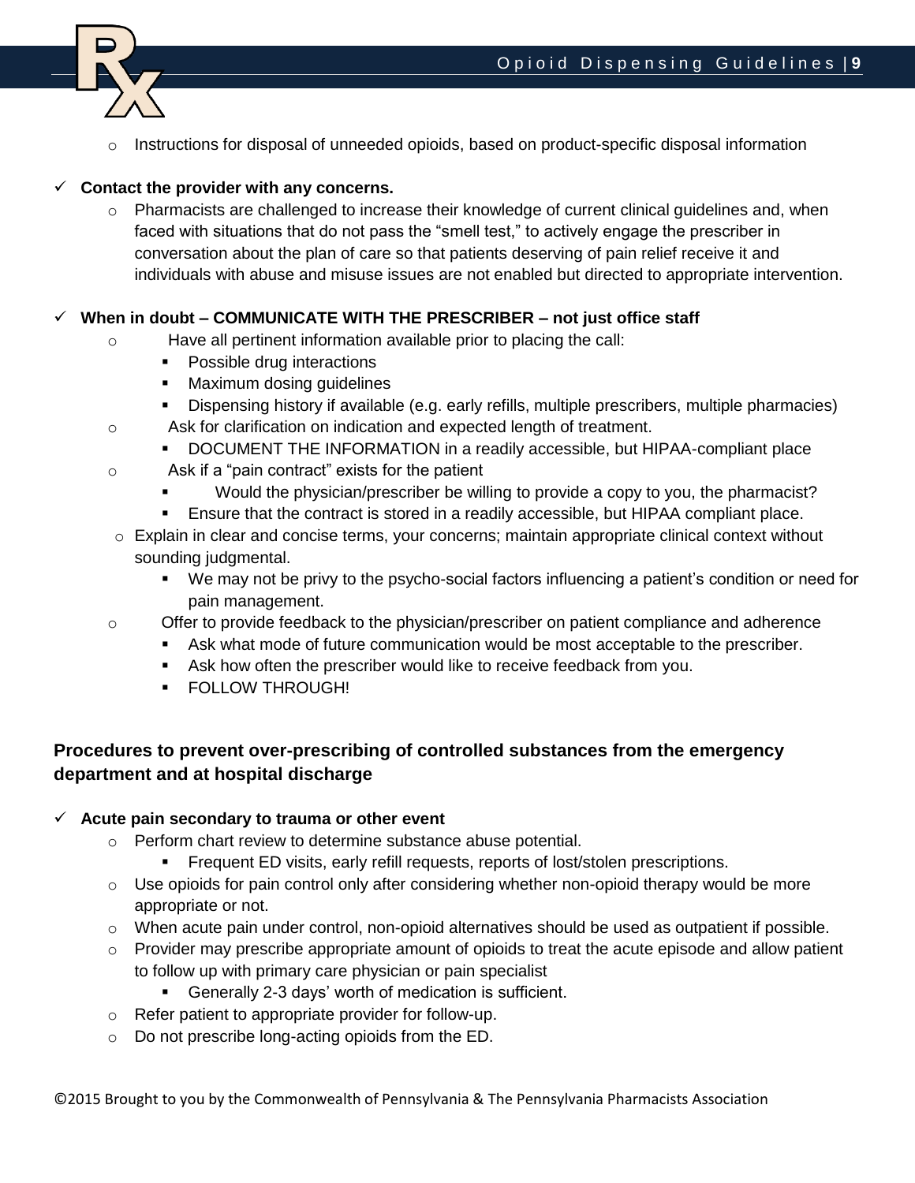- Instructions for disposal of unneeded opioids, based on product-specific disposal information

- ✓ **Contact the provider with any concerns.**
  - Pharmacists are challenged to increase their knowledge of current clinical guidelines and, when faced with situations that do not pass the "smell test," to actively engage the prescriber in conversation about the plan of care so that patients deserving of pain relief receive it and individuals with abuse and misuse issues are not enabled but directed to appropriate intervention.

- ✓ **When in doubt – COMMUNICATE WITH THE PRESCRIBER – not just office staff**
  - Have all pertinent information available prior to placing the call:
    - Possible drug interactions
    - Maximum dosing guidelines
    - Dispensing history if available (e.g. early refills, multiple prescribers, multiple pharmacies)
  - Ask for clarification on indication and expected length of treatment.
    - DOCUMENT THE INFORMATION in a readily accessible, but HIPAA-compliant place
  - Ask if a "pain contract" exists for the patient
    - Would the physician/prescriber be willing to provide a copy to you, the pharmacist?
    - Ensure that the contract is stored in a readily accessible, but HIPAA compliant place.
  - Explain in clear and concise terms, your concerns; maintain appropriate clinical context without sounding judgmental.
    - We may not be privy to the psycho-social factors influencing a patient's condition or need for pain management.
  - Offer to provide feedback to the physician/prescriber on patient compliance and adherence
    - Ask what mode of future communication would be most acceptable to the prescriber.
    - Ask how often the prescriber would like to receive feedback from you.
    - FOLLOW THROUGH!

## Procedures to prevent over-prescribing of controlled substances from the emergency department and at hospital discharge

- ✓ **Acute pain secondary to trauma or other event**
  - Perform chart review to determine substance abuse potential.
    - Frequent ED visits, early refill requests, reports of lost/stolen prescriptions.
  - Use opioids for pain control only after considering whether non-opioid therapy would be more appropriate or not.
  - When acute pain under control, non-opioid alternatives should be used as outpatient if possible.
  - Provider may prescribe appropriate amount of opioids to treat the acute episode and allow patient to follow up with primary care physician or pain specialist
    - Generally 2-3 days' worth of medication is sufficient.
  - Refer patient to appropriate provider for follow-up.
  - Do not prescribe long-acting opioids from the ED.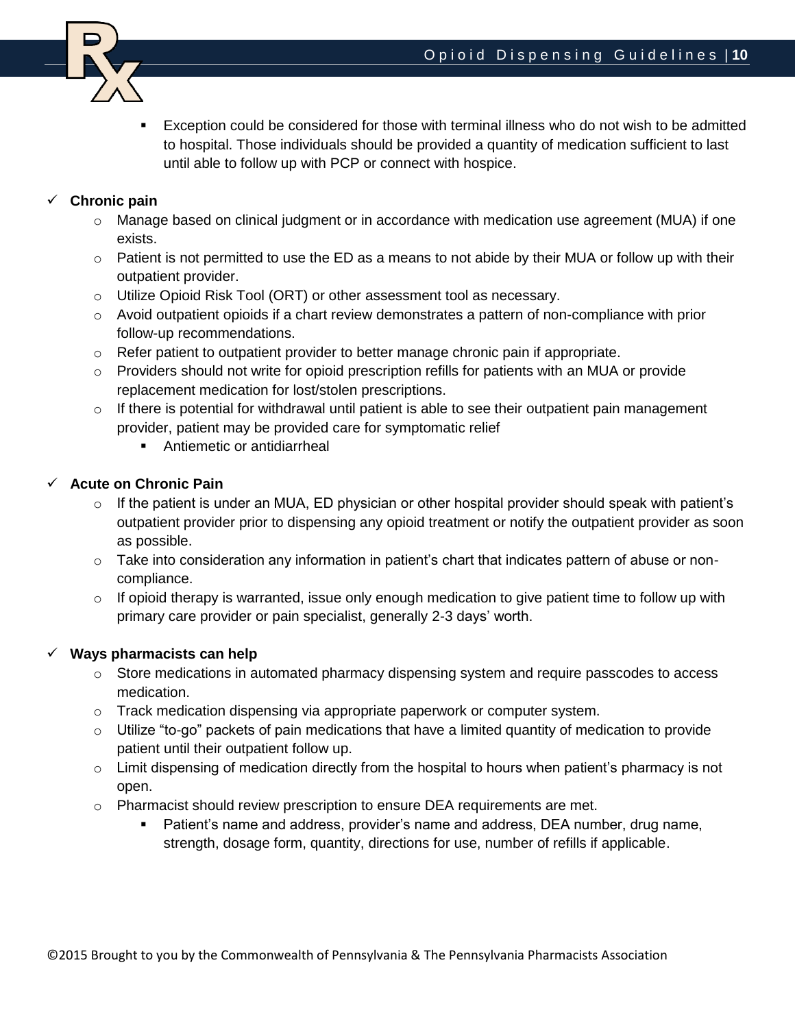- Exception could be considered for those with terminal illness who do not wish to be admitted to hospital. Those individuals should be provided a quantity of medication sufficient to last until able to follow up with PCP or connect with hospice.

- **Chronic pain**
  - Manage based on clinical judgment or in accordance with medication use agreement (MUA) if one exists.
  - Patient is not permitted to use the ED as a means to not abide by their MUA or follow up with their outpatient provider.
  - Utilize Opioid Risk Tool (ORT) or other assessment tool as necessary.
  - Avoid outpatient opioids if a chart review demonstrates a pattern of non-compliance with prior follow-up recommendations.
  - Refer patient to outpatient provider to better manage chronic pain if appropriate.
  - Providers should not write for opioid prescription refills for patients with an MUA or provide replacement medication for lost/stolen prescriptions.
  - If there is potential for withdrawal until patient is able to see their outpatient pain management provider, patient may be provided care for symptomatic relief
    - Antiemetic or antidiarrheal

- **Acute on Chronic Pain**
  - If the patient is under an MUA, ED physician or other hospital provider should speak with patient's outpatient provider prior to dispensing any opioid treatment or notify the outpatient provider as soon as possible.
  - Take into consideration any information in patient's chart that indicates pattern of abuse or non-compliance.
  - If opioid therapy is warranted, issue only enough medication to give patient time to follow up with primary care provider or pain specialist, generally 2-3 days' worth.

- **Ways pharmacists can help**
  - Store medications in automated pharmacy dispensing system and require passcodes to access medication.
  - Track medication dispensing via appropriate paperwork or computer system.
  - Utilize "to-go" packets of pain medications that have a limited quantity of medication to provide patient until their outpatient follow up.
  - Limit dispensing of medication directly from the hospital to hours when patient's pharmacy is not open.
  - Pharmacist should review prescription to ensure DEA requirements are met.
    - Patient's name and address, provider's name and address, DEA number, drug name, strength, dosage form, quantity, directions for use, number of refills if applicable.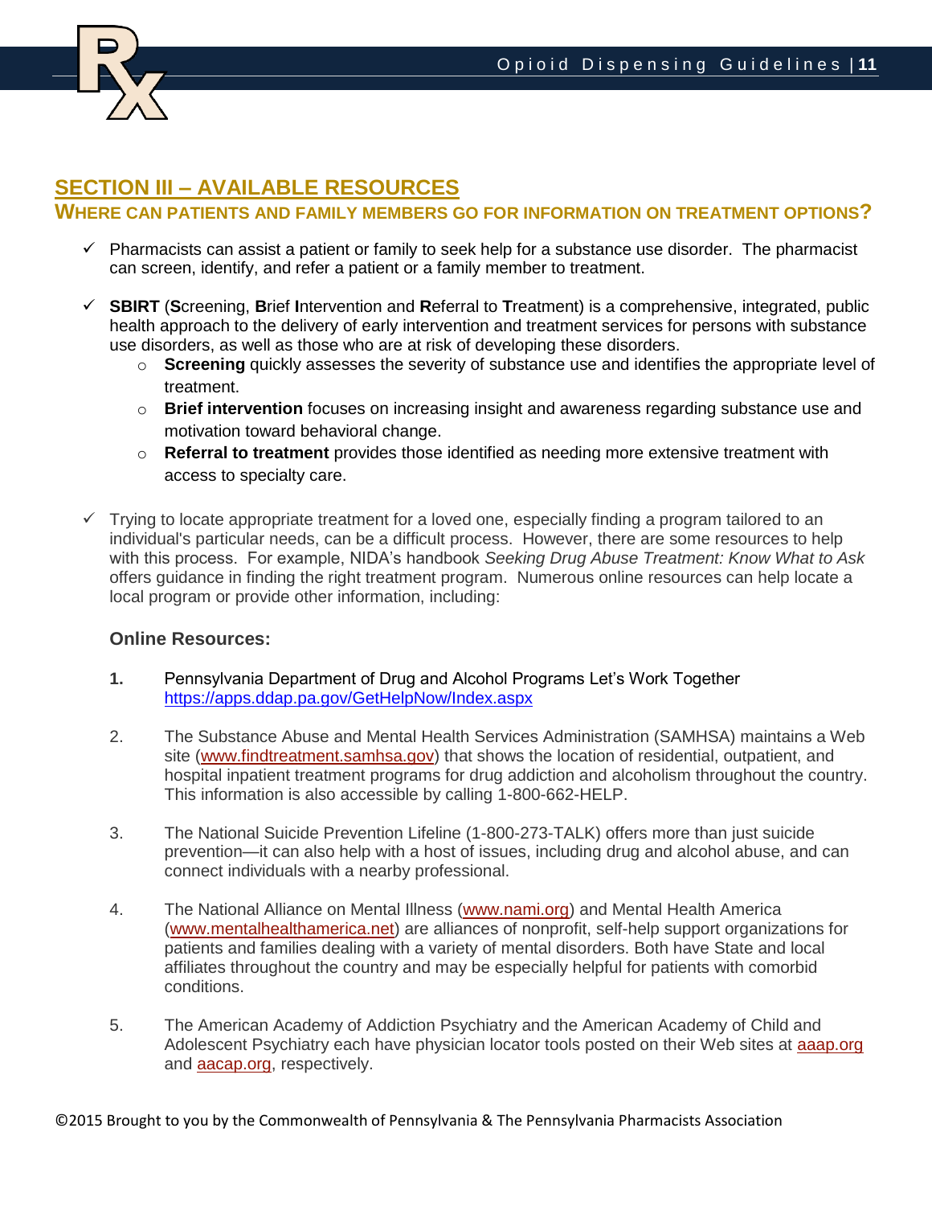## SECTION III – AVAILABLE RESOURCES

### WHERE CAN PATIENTS AND FAMILY MEMBERS GO FOR INFORMATION ON TREATMENT OPTIONS?

- ✓ Pharmacists can assist a patient or family to seek help for a substance use disorder. The pharmacist can screen, identify, and refer a patient or a family member to treatment.

- ✓ **SBIRT** (**S**creening, **B**rief **I**ntervention and **R**eferral to **T**reatment) is a comprehensive, integrated, public health approach to the delivery of early intervention and treatment services for persons with substance use disorders, as well as those who are at risk of developing these disorders.
  - **Screening** quickly assesses the severity of substance use and identifies the appropriate level of treatment.
  - **Brief intervention** focuses on increasing insight and awareness regarding substance use and motivation toward behavioral change.
  - **Referral to treatment** provides those identified as needing more extensive treatment with access to specialty care.

- ✓ Trying to locate appropriate treatment for a loved one, especially finding a program tailored to an individual's particular needs, can be a difficult process. However, there are some resources to help with this process. For example, NIDA's handbook *Seeking Drug Abuse Treatment: Know What to Ask* offers guidance in finding the right treatment program. Numerous online resources can help locate a local program or provide other information, including:

**Online Resources:**

1. Pennsylvania Department of Drug and Alcohol Programs Let's Work Together https://apps.ddap.pa.gov/GetHelpNow/Index.aspx

2. The Substance Abuse and Mental Health Services Administration (SAMHSA) maintains a Web site (www.findtreatment.samhsa.gov) that shows the location of residential, outpatient, and hospital inpatient treatment programs for drug addiction and alcoholism throughout the country. This information is also accessible by calling 1-800-662-HELP.

3. The National Suicide Prevention Lifeline (1-800-273-TALK) offers more than just suicide prevention—it can also help with a host of issues, including drug and alcohol abuse, and can connect individuals with a nearby professional.

4. The National Alliance on Mental Illness (www.nami.org) and Mental Health America (www.mentalhealthamerica.net) are alliances of nonprofit, self-help support organizations for patients and families dealing with a variety of mental disorders. Both have State and local affiliates throughout the country and may be especially helpful for patients with comorbid conditions.

5. The American Academy of Addiction Psychiatry and the American Academy of Child and Adolescent Psychiatry each have physician locator tools posted on their Web sites at aaap.org and aacap.org, respectively.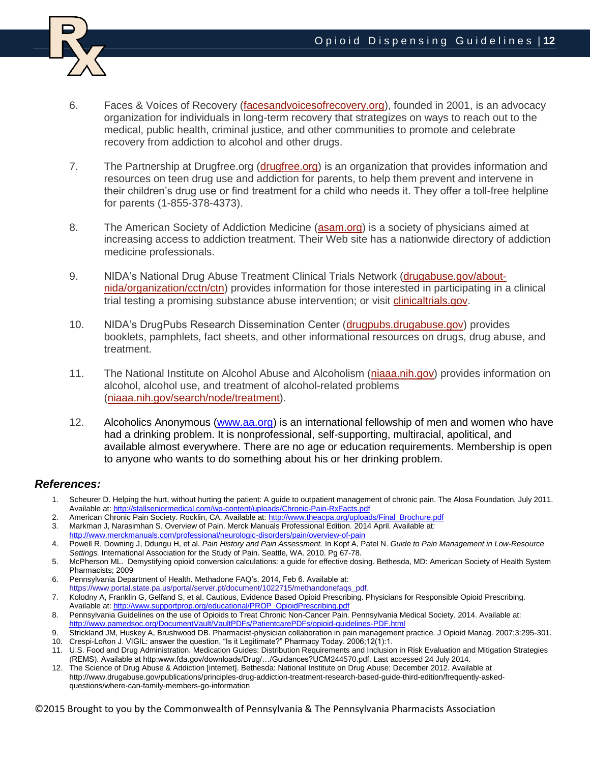6. Faces & Voices of Recovery (facesandvoicesofrecovery.org), founded in 2001, is an advocacy organization for individuals in long-term recovery that strategizes on ways to reach out to the medical, public health, criminal justice, and other communities to promote and celebrate recovery from addiction to alcohol and other drugs.

7. The Partnership at Drugfree.org (drugfree.org) is an organization that provides information and resources on teen drug use and addiction for parents, to help them prevent and intervene in their children's drug use or find treatment for a child who needs it. They offer a toll-free helpline for parents (1-855-378-4373).

8. The American Society of Addiction Medicine (asam.org) is a society of physicians aimed at increasing access to addiction treatment. Their Web site has a nationwide directory of addiction medicine professionals.

9. NIDA's National Drug Abuse Treatment Clinical Trials Network (drugabuse.gov/about-nida/organization/cctn/ctn) provides information for those interested in participating in a clinical trial testing a promising substance abuse intervention; or visit clinicaltrials.gov.

10. NIDA's DrugPubs Research Dissemination Center (drugpubs.drugabuse.gov) provides booklets, pamphlets, fact sheets, and other informational resources on drugs, drug abuse, and treatment.

11. The National Institute on Alcohol Abuse and Alcoholism (niaaa.nih.gov) provides information on alcohol, alcohol use, and treatment of alcohol-related problems (niaaa.nih.gov/search/node/treatment).

12. Alcoholics Anonymous (www.aa.org) is an international fellowship of men and women who have had a drinking problem. It is nonprofessional, self-supporting, multiracial, apolitical, and available almost everywhere. There are no age or education requirements. Membership is open to anyone who wants to do something about his or her drinking problem.

## *References:*

1. Scheurer D. Helping the hurt, without hurting the patient: A guide to outpatient management of chronic pain. The Alosa Foundation. July 2011. Available at: http://stallseniormedical.com/wp-content/uploads/Chronic-Pain-RxFacts.pdf
2. American Chronic Pain Society. Rocklin, CA. Available at: http://www.theacpa.org/uploads/Final_Brochure.pdf
3. Markman J, Narasimhan S. Overview of Pain. Merck Manuals Professional Edition. 2014 April. Available at: http://www.merckmanuals.com/professional/neurologic-disorders/pain/overview-of-pain
4. Powell R, Downing J, Ddungu H, et al. *Pain History and Pain Assessment.* In Kopf A, Patel N. *Guide to Pain Management in Low-Resource Settings.* International Association for the Study of Pain. Seattle, WA. 2010. Pg 67-78.
5. McPherson ML. Demystifying opioid conversion calculations: a guide for effective dosing. Bethesda, MD: American Society of Health System Pharmacists; 2009
6. Pennsylvania Department of Health. Methadone FAQ's. 2014, Feb 6. Available at: https://www.portal.state.pa.us/portal/server.pt/document/1022715/methandonefaqs_pdf.
7. Kolodny A, Franklin G, Gelfand S, et al. Cautious, Evidence Based Opioid Prescribing. Physicians for Responsible Opioid Prescribing. Available at: http://www.supportprop.org/educational/PROP_OpioidPrescribing.pdf
8. Pennsylvania Guidelines on the use of Opioids to Treat Chronic Non-Cancer Pain. Pennsylvania Medical Society. 2014. Available at: http://www.pamedsoc.org/DocumentVault/VaultPDFs/PatientcarePDFs/opioid-guidelines-PDF.html
9. Strickland JM, Huskey A, Brushwood DB. Pharmacist-physician collaboration in pain management practice. J Opioid Manag. 2007;3:295-301.
10. Crespi-Lofton J. VIGIL: answer the question, "Is it Legitimate?" Pharmacy Today. 2006;12(1):1.
11. U.S. Food and Drug Administration. Medication Guides: Distribution Requirements and Inclusion in Risk Evaluation and Mitigation Strategies (REMS). Available at http:www.fda.gov/downloads/Drug/…/Guidances?UCM244570.pdf. Last accessed 24 July 2014.
12. The Science of Drug Abuse & Addiction [internet]. Bethesda: National Institute on Drug Abuse; December 2012. Available at http://www.drugabuse.gov/publications/principles-drug-addiction-treatment-research-based-guide-third-edition/frequently-asked-questions/where-can-family-members-go-information

©2015 Brought to you by the Commonwealth of Pennsylvania & The Pennsylvania Pharmacists Association